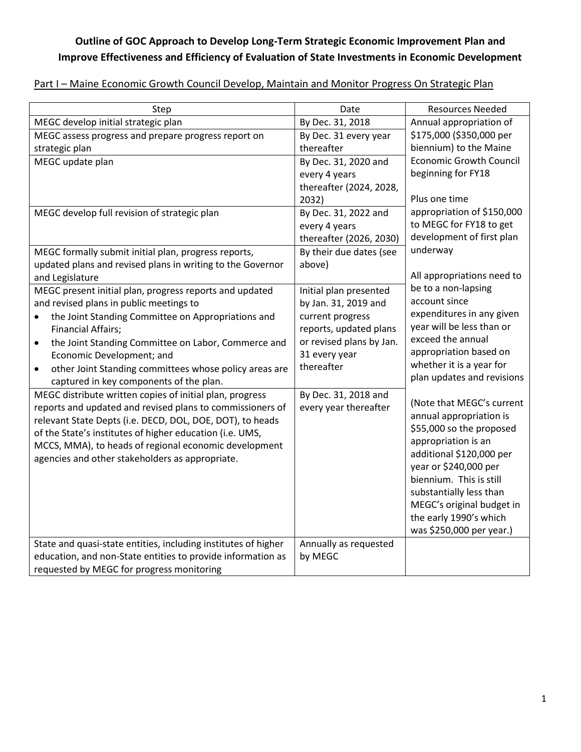**Outline of GOC Approach to Develop Long-Term Strategic Economic Improvement Plan and Improve Effectiveness and Efficiency of Evaluation of State Investments in Economic Development**

Part I – Maine Economic Growth Council Develop, Maintain and Monitor Progress On Strategic Plan

| Step | Date | Resources Needed |
|---|---|---|
| MEGC develop initial strategic plan | By Dec. 31, 2018 | Annual appropriation of $175,000 ($350,000 per biennium) to the Maine Economic Growth Council beginning for FY18<br><br>Plus one time appropriation of $150,000 to MEGC for FY18 to get development of first plan underway<br><br>All appropriations need to be to a non-lapsing account since expenditures in any given year will be less than or exceed the annual appropriation based on whether it is a year for plan updates and revisions<br><br>(Note that MEGC's current annual appropriation is $55,000 so the proposed appropriation is an additional $120,000 per year or $240,000 per biennium. This is still substantially less than MEGC's original budget in the early 1990's which was $250,000 per year.) |
| MEGC assess progress and prepare progress report on strategic plan | By Dec. 31 every year thereafter | |
| MEGC update plan | By Dec. 31, 2020 and every 4 years thereafter (2024, 2028, 2032) | |
| MEGC develop full revision of strategic plan | By Dec. 31, 2022 and every 4 years thereafter (2026, 2030) | |
| MEGC formally submit initial plan, progress reports, updated plans and revised plans in writing to the Governor and Legislature | By their due dates (see above) | |
| MEGC present initial plan, progress reports and updated and revised plans in public meetings to<br>• the Joint Standing Committee on Appropriations and Financial Affairs;<br>• the Joint Standing Committee on Labor, Commerce and Economic Development; and<br>• other Joint Standing committees whose policy areas are captured in key components of the plan. | Initial plan presented by Jan. 31, 2019 and current progress reports, updated plans or revised plans by Jan. 31 every year thereafter | |
| MEGC distribute written copies of initial plan, progress reports and updated and revised plans to commissioners of relevant State Depts (i.e. DECD, DOL, DOE, DOT), to heads of the State's institutes of higher education (i.e. UMS, MCCS, MMA), to heads of regional economic development agencies and other stakeholders as appropriate. | By Dec. 31, 2018 and every year thereafter | |
| State and quasi-state entities, including institutes of higher education, and non-State entities to provide information as requested by MEGC for progress monitoring | Annually as requested by MEGC | |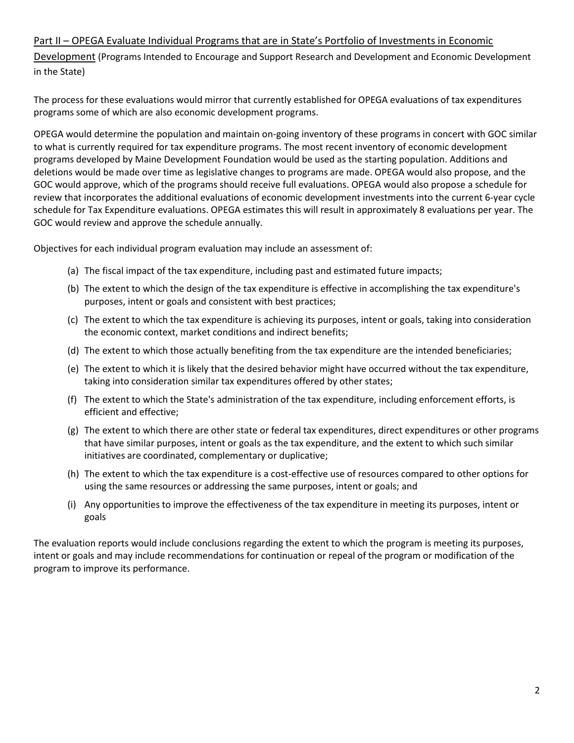## Part II – OPEGA Evaluate Individual Programs that are in State's Portfolio of Investments in Economic Development (Programs Intended to Encourage and Support Research and Development and Economic Development in the State)

The process for these evaluations would mirror that currently established for OPEGA evaluations of tax expenditures programs some of which are also economic development programs.

OPEGA would determine the population and maintain on-going inventory of these programs in concert with GOC similar to what is currently required for tax expenditure programs. The most recent inventory of economic development programs developed by Maine Development Foundation would be used as the starting population. Additions and deletions would be made over time as legislative changes to programs are made. OPEGA would also propose, and the GOC would approve, which of the programs should receive full evaluations. OPEGA would also propose a schedule for review that incorporates the additional evaluations of economic development investments into the current 6-year cycle schedule for Tax Expenditure evaluations. OPEGA estimates this will result in approximately 8 evaluations per year. The GOC would review and approve the schedule annually.

Objectives for each individual program evaluation may include an assessment of:

(a) The fiscal impact of the tax expenditure, including past and estimated future impacts;

(b) The extent to which the design of the tax expenditure is effective in accomplishing the tax expenditure's purposes, intent or goals and consistent with best practices;

(c) The extent to which the tax expenditure is achieving its purposes, intent or goals, taking into consideration the economic context, market conditions and indirect benefits;

(d) The extent to which those actually benefiting from the tax expenditure are the intended beneficiaries;

(e) The extent to which it is likely that the desired behavior might have occurred without the tax expenditure, taking into consideration similar tax expenditures offered by other states;

(f) The extent to which the State's administration of the tax expenditure, including enforcement efforts, is efficient and effective;

(g) The extent to which there are other state or federal tax expenditures, direct expenditures or other programs that have similar purposes, intent or goals as the tax expenditure, and the extent to which such similar initiatives are coordinated, complementary or duplicative;

(h) The extent to which the tax expenditure is a cost-effective use of resources compared to other options for using the same resources or addressing the same purposes, intent or goals; and

(i) Any opportunities to improve the effectiveness of the tax expenditure in meeting its purposes, intent or goals

The evaluation reports would include conclusions regarding the extent to which the program is meeting its purposes, intent or goals and may include recommendations for continuation or repeal of the program or modification of the program to improve its performance.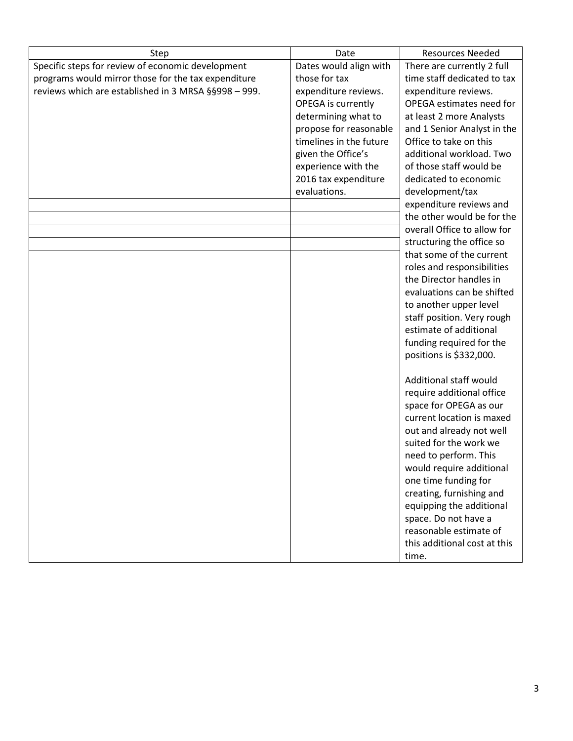| Step | Date | Resources Needed |
| --- | --- | --- |
| Specific steps for review of economic development programs would mirror those for the tax expenditure reviews which are established in 3 MRSA §§998 – 999. | Dates would align with those for tax expenditure reviews. OPEGA is currently determining what to propose for reasonable timelines in the future given the Office's experience with the 2016 tax expenditure evaluations. | There are currently 2 full time staff dedicated to tax expenditure reviews. OPEGA estimates need for at least 2 more Analysts and 1 Senior Analyst in the Office to take on this additional workload. Two of those staff would be dedicated to economic development/tax expenditure reviews and the other would be for the overall Office to allow for structuring the office so that some of the current roles and responsibilities the Director handles in evaluations can be shifted to another upper level staff position. Very rough estimate of additional funding required for the positions is $332,000.<br><br>Additional staff would require additional office space for OPEGA as our current location is maxed out and already not well suited for the work we need to perform. This would require additional one time funding for creating, furnishing and equipping the additional space. Do not have a reasonable estimate of this additional cost at this time. |
| | | |
| | | |
| | | |
| | | |
| | | |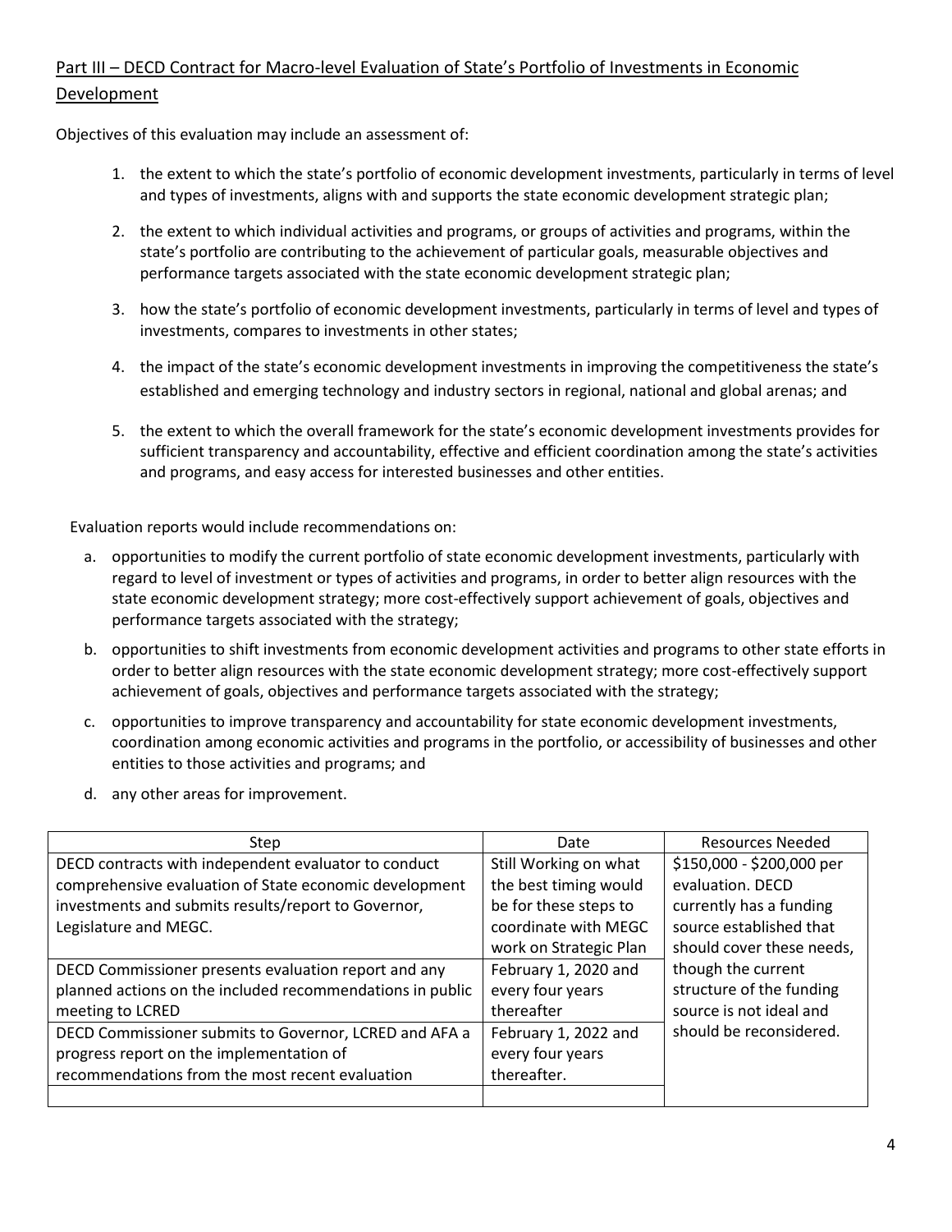## Part III – DECD Contract for Macro-level Evaluation of State's Portfolio of Investments in Economic Development

Objectives of this evaluation may include an assessment of:

1. the extent to which the state's portfolio of economic development investments, particularly in terms of level and types of investments, aligns with and supports the state economic development strategic plan;
2. the extent to which individual activities and programs, or groups of activities and programs, within the state's portfolio are contributing to the achievement of particular goals, measurable objectives and performance targets associated with the state economic development strategic plan;
3. how the state's portfolio of economic development investments, particularly in terms of level and types of investments, compares to investments in other states;
4. the impact of the state's economic development investments in improving the competitiveness the state's established and emerging technology and industry sectors in regional, national and global arenas; and
5. the extent to which the overall framework for the state's economic development investments provides for sufficient transparency and accountability, effective and efficient coordination among the state's activities and programs, and easy access for interested businesses and other entities.

Evaluation reports would include recommendations on:

a. opportunities to modify the current portfolio of state economic development investments, particularly with regard to level of investment or types of activities and programs, in order to better align resources with the state economic development strategy; more cost-effectively support achievement of goals, objectives and performance targets associated with the strategy;

b. opportunities to shift investments from economic development activities and programs to other state efforts in order to better align resources with the state economic development strategy; more cost-effectively support achievement of goals, objectives and performance targets associated with the strategy;

c. opportunities to improve transparency and accountability for state economic development investments, coordination among economic activities and programs in the portfolio, or accessibility of businesses and other entities to those activities and programs; and

d. any other areas for improvement.

| Step | Date | Resources Needed |
|---|---|---|
| DECD contracts with independent evaluator to conduct comprehensive evaluation of State economic development investments and submits results/report to Governor, Legislature and MEGC. | Still Working on what the best timing would be for these steps to coordinate with MEGC work on Strategic Plan | $150,000 - $200,000 per evaluation. DECD currently has a funding source established that should cover these needs, though the current structure of the funding source is not ideal and should be reconsidered. |
| DECD Commissioner presents evaluation report and any planned actions on the included recommendations in public meeting to LCRED | February 1, 2020 and every four years thereafter | |
| DECD Commissioner submits to Governor, LCRED and AFA a progress report on the implementation of recommendations from the most recent evaluation | February 1, 2022 and every four years thereafter. | |
| | | |